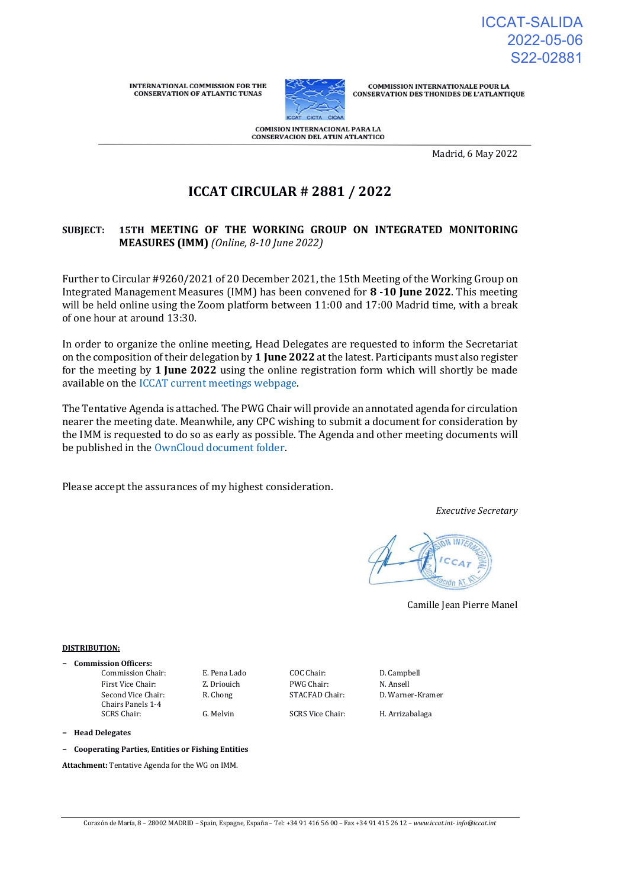ICCAT-SALIDA
2022-05-06
S22-02881

INTERNATIONAL COMMISSION FOR THE CONSERVATION OF ATLANTIC TUNAS

COMMISSION INTERNATIONALE POUR LA CONSERVATION DES THONIDES DE L'ATLANTIQUE

COMISION INTERNACIONAL PARA LA CONSERVACION DEL ATUN ATLANTICO

Madrid, 6 May 2022

# ICCAT CIRCULAR # 2881 / 2022

**SUBJECT: 15TH MEETING OF THE WORKING GROUP ON INTEGRATED MONITORING MEASURES (IMM)** *(Online, 8-10 June 2022)*

Further to Circular #9260/2021 of 20 December 2021, the 15th Meeting of the Working Group on Integrated Management Measures (IMM) has been convened for **8 -10 June 2022**. This meeting will be held online using the Zoom platform between 11:00 and 17:00 Madrid time, with a break of one hour at around 13:30.

In order to organize the online meeting, Head Delegates are requested to inform the Secretariat on the composition of their delegation by **1 June 2022** at the latest. Participants must also register for the meeting by **1 June 2022** using the online registration form which will shortly be made available on the ICCAT current meetings webpage.

The Tentative Agenda is attached. The PWG Chair will provide an annotated agenda for circulation nearer the meeting date. Meanwhile, any CPC wishing to submit a document for consideration by the IMM is requested to do so as early as possible. The Agenda and other meeting documents will be published in the OwnCloud document folder.

Please accept the assurances of my highest consideration.

*Executive Secretary*

Camille Jean Pierre Manel

**DISTRIBUTION:**

- **Commission Officers:**

| | | | |
|---|---|---|---|
| Commission Chair: | E. Pena Lado | COC Chair: | D. Campbell |
| First Vice Chair: | Z. Driouich | PWG Chair: | N. Ansell |
| Second Vice Chair: | R. Chong | STACFAD Chair: | D. Warner-Kramer |
| Chairs Panels 1-4 | | | |
| SCRS Chair: | G. Melvin | SCRS Vice Chair: | H. Arrizabalaga |

- **Head Delegates**
- **Cooperating Parties, Entities or Fishing Entities**

**Attachment:** Tentative Agenda for the WG on IMM.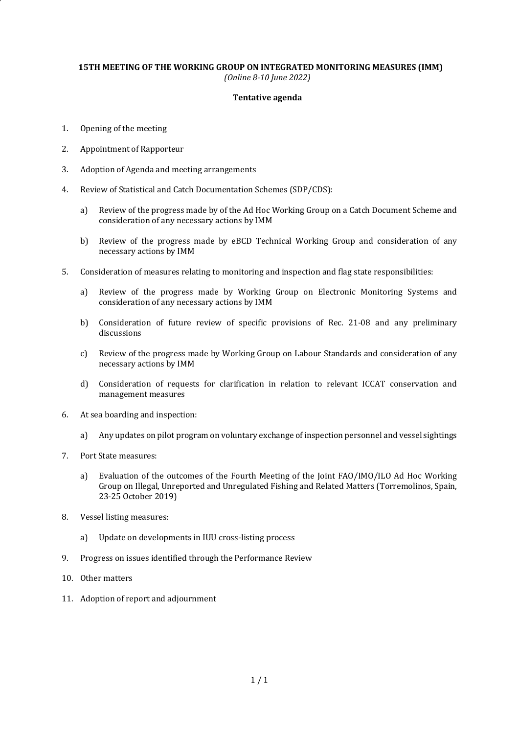**15TH MEETING OF THE WORKING GROUP ON INTEGRATED MONITORING MEASURES (IMM)**

*(Online 8-10 June 2022)*

**Tentative agenda**

1. Opening of the meeting
2. Appointment of Rapporteur
3. Adoption of Agenda and meeting arrangements
4. Review of Statistical and Catch Documentation Schemes (SDP/CDS):
   a) Review of the progress made by of the Ad Hoc Working Group on a Catch Document Scheme and consideration of any necessary actions by IMM
   b) Review of the progress made by eBCD Technical Working Group and consideration of any necessary actions by IMM
5. Consideration of measures relating to monitoring and inspection and flag state responsibilities:
   a) Review of the progress made by Working Group on Electronic Monitoring Systems and consideration of any necessary actions by IMM
   b) Consideration of future review of specific provisions of Rec. 21-08 and any preliminary discussions
   c) Review of the progress made by Working Group on Labour Standards and consideration of any necessary actions by IMM
   d) Consideration of requests for clarification in relation to relevant ICCAT conservation and management measures
6. At sea boarding and inspection:
   a) Any updates on pilot program on voluntary exchange of inspection personnel and vessel sightings
7. Port State measures:
   a) Evaluation of the outcomes of the Fourth Meeting of the Joint FAO/IMO/ILO Ad Hoc Working Group on Illegal, Unreported and Unregulated Fishing and Related Matters (Torremolinos, Spain, 23-25 October 2019)
8. Vessel listing measures:
   a) Update on developments in IUU cross-listing process
9. Progress on issues identified through the Performance Review
10. Other matters
11. Adoption of report and adjournment